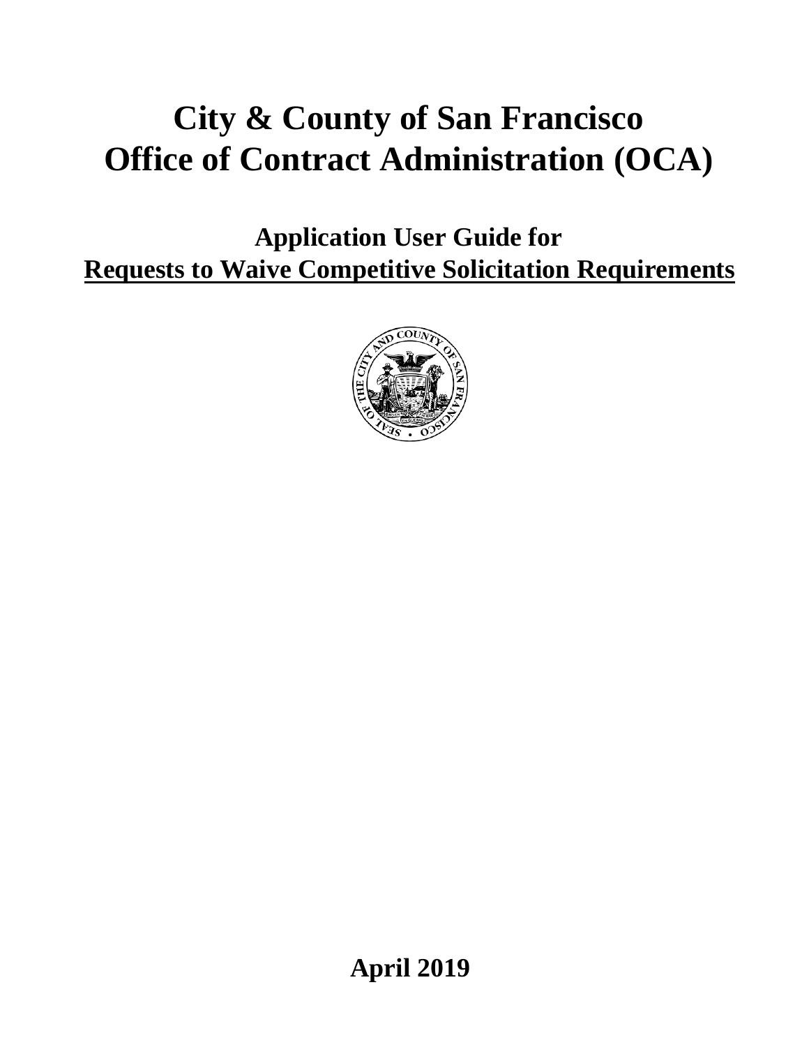# City & County of San Francisco
# Office of Contract Administration (OCA)

## Application User Guide for
## Requests to Waive Competitive Solicitation Requirements

**April 2019**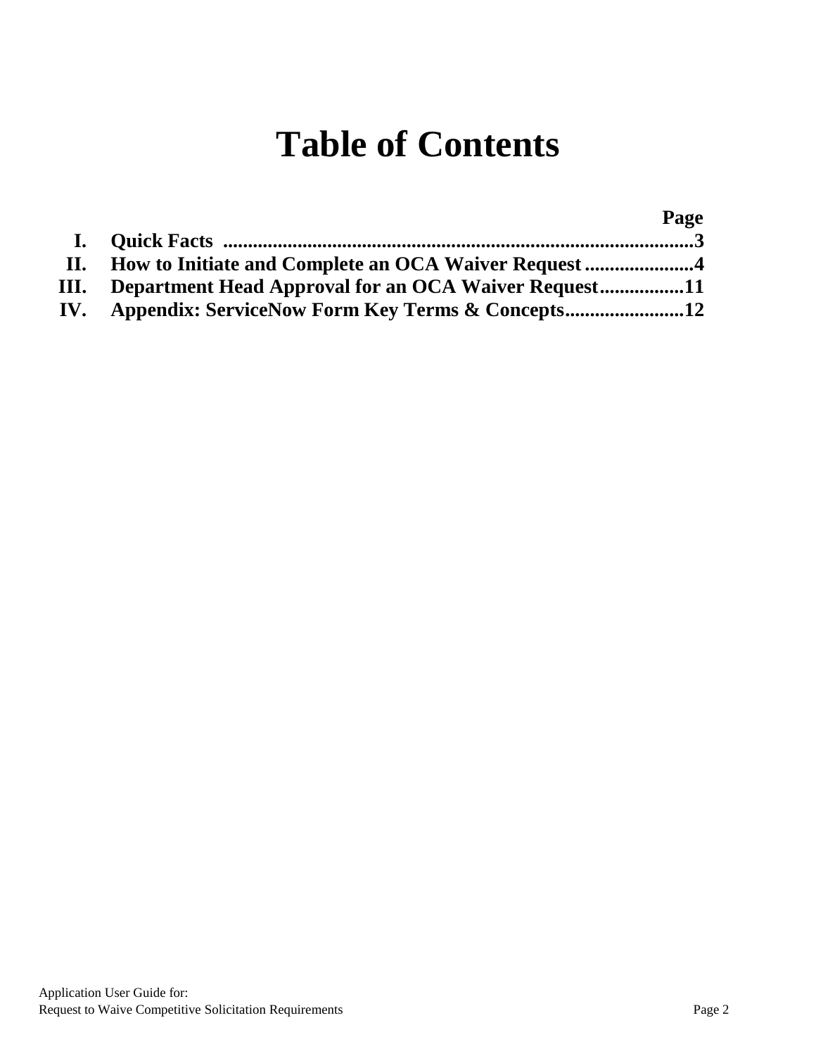# Table of Contents

| | | Page |
|---|---|---|
| I. | Quick Facts | 3 |
| II. | How to Initiate and Complete an OCA Waiver Request | 4 |
| III. | Department Head Approval for an OCA Waiver Request | 11 |
| IV. | Appendix: ServiceNow Form Key Terms & Concepts | 12 |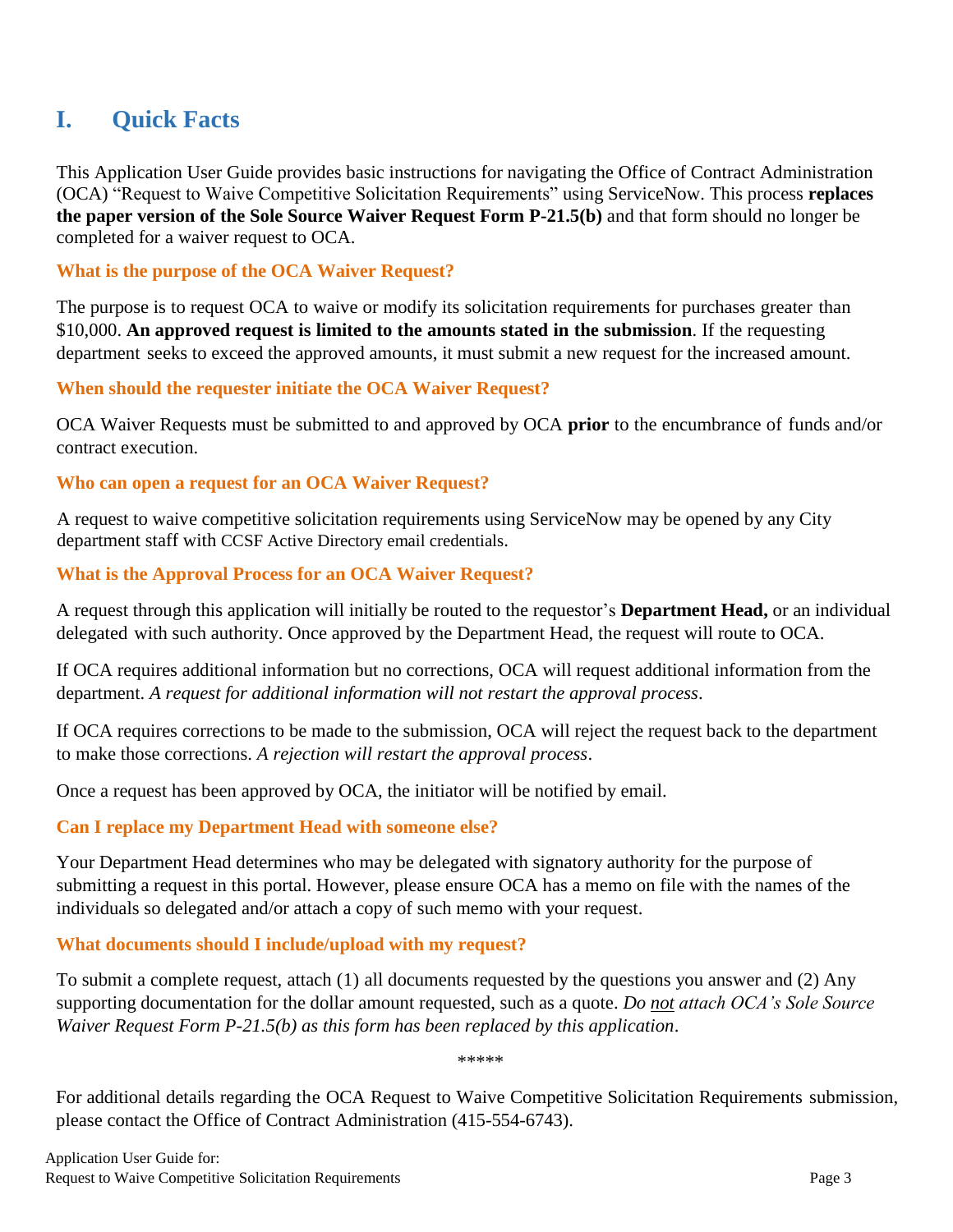# I. Quick Facts

This Application User Guide provides basic instructions for navigating the Office of Contract Administration (OCA) "Request to Waive Competitive Solicitation Requirements" using ServiceNow. This process **replaces the paper version of the Sole Source Waiver Request Form P-21.5(b)** and that form should no longer be completed for a waiver request to OCA.

### What is the purpose of the OCA Waiver Request?

The purpose is to request OCA to waive or modify its solicitation requirements for purchases greater than $10,000. **An approved request is limited to the amounts stated in the submission**. If the requesting department seeks to exceed the approved amounts, it must submit a new request for the increased amount.

### When should the requester initiate the OCA Waiver Request?

OCA Waiver Requests must be submitted to and approved by OCA **prior** to the encumbrance of funds and/or contract execution.

### Who can open a request for an OCA Waiver Request?

A request to waive competitive solicitation requirements using ServiceNow may be opened by any City department staff with CCSF Active Directory email credentials.

### What is the Approval Process for an OCA Waiver Request?

A request through this application will initially be routed to the requestor's **Department Head,** or an individual delegated with such authority. Once approved by the Department Head, the request will route to OCA.

If OCA requires additional information but no corrections, OCA will request additional information from the department. *A request for additional information will not restart the approval process*.

If OCA requires corrections to be made to the submission, OCA will reject the request back to the department to make those corrections. *A rejection will restart the approval process*.

Once a request has been approved by OCA, the initiator will be notified by email.

### Can I replace my Department Head with someone else?

Your Department Head determines who may be delegated with signatory authority for the purpose of submitting a request in this portal. However, please ensure OCA has a memo on file with the names of the individuals so delegated and/or attach a copy of such memo with your request.

### What documents should I include/upload with my request?

To submit a complete request, attach (1) all documents requested by the questions you answer and (2) Any supporting documentation for the dollar amount requested, such as a quote. *Do <u>not</u> attach OCA's Sole Source Waiver Request Form P-21.5(b) as this form has been replaced by this application*.

*****

For additional details regarding the OCA Request to Waive Competitive Solicitation Requirements submission, please contact the Office of Contract Administration (415-554-6743).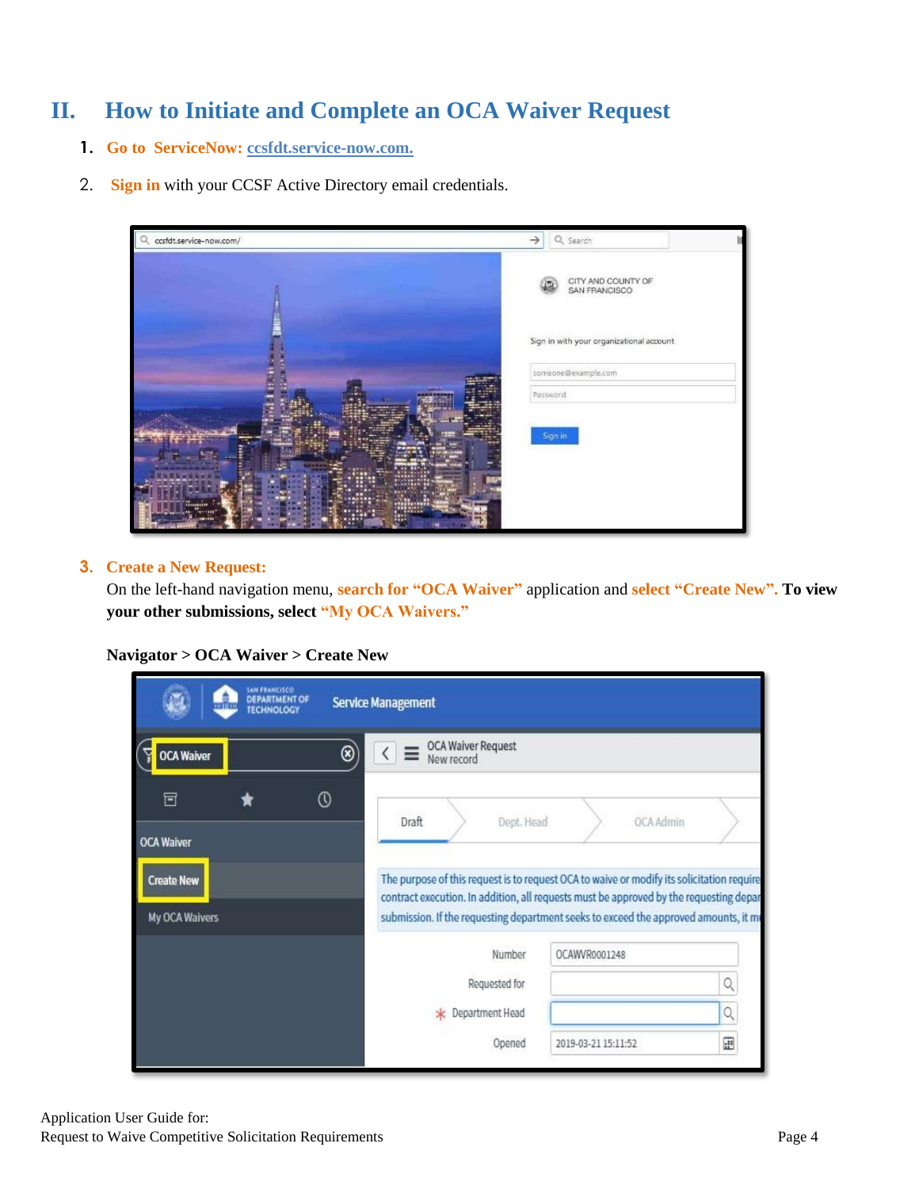## II. How to Initiate and Complete an OCA Waiver Request

1. **Go to ServiceNow:** [ccsfdt.service-now.com.](https://ccsfdt.service-now.com)

2. **Sign in** with your CCSF Active Directory email credentials.

3. **Create a New Request:**
   On the left-hand navigation menu, **search for "OCA Waiver"** application and **select "Create New". To view your other submissions, select "My OCA Waivers."**

   **Navigator > OCA Waiver > Create New**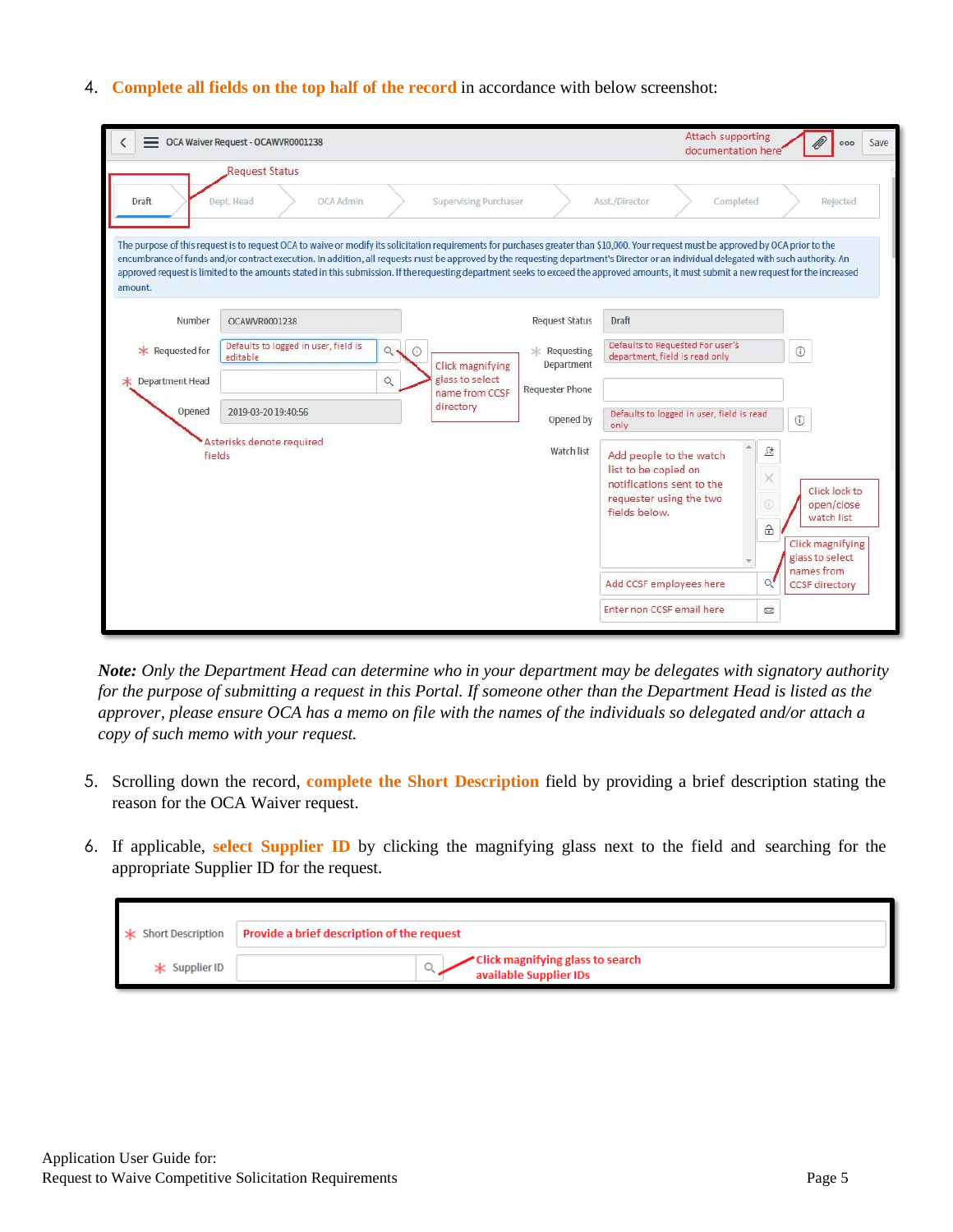4. **Complete all fields on the top half of the record** in accordance with below screenshot:

***Note:*** *Only the Department Head can determine who in your department may be delegates with signatory authority for the purpose of submitting a request in this Portal. If someone other than the Department Head is listed as the approver, please ensure OCA has a memo on file with the names of the individuals so delegated and/or attach a copy of such memo with your request.*

5. Scrolling down the record, **complete the Short Description** field by providing a brief description stating the reason for the OCA Waiver request.

6. If applicable, **select Supplier ID** by clicking the magnifying glass next to the field and searching for the appropriate Supplier ID for the request.

Application User Guide for:
Request to Waive Competitive Solicitation Requirements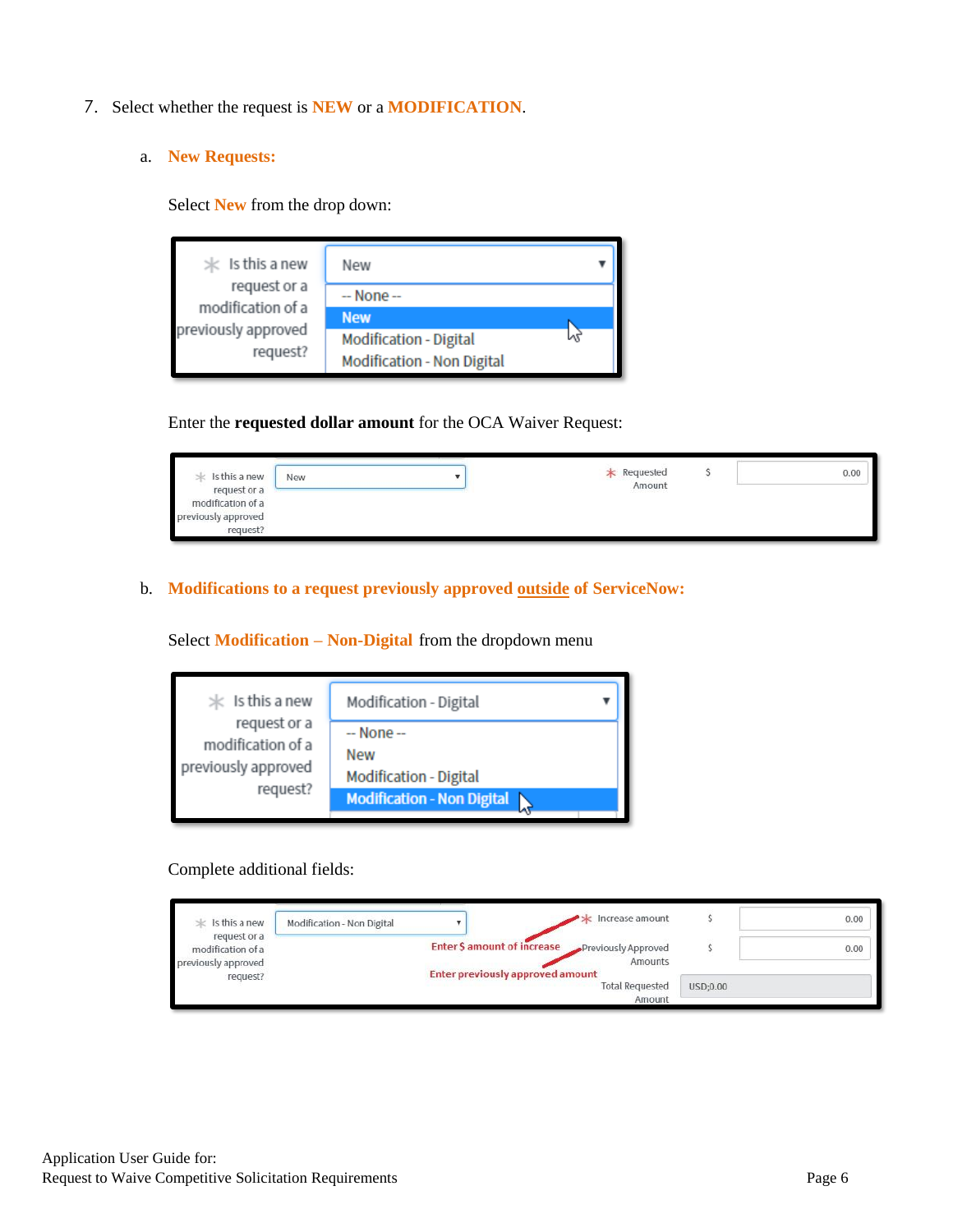7. Select whether the request is **NEW** or a **MODIFICATION**.

   a. **New Requests:**

   Select **New** from the drop down:

   Enter the **requested dollar amount** for the OCA Waiver Request:

   b. **Modifications to a request previously approved outside of ServiceNow:**

   Select **Modification – Non-Digital** from the dropdown menu

   Complete additional fields: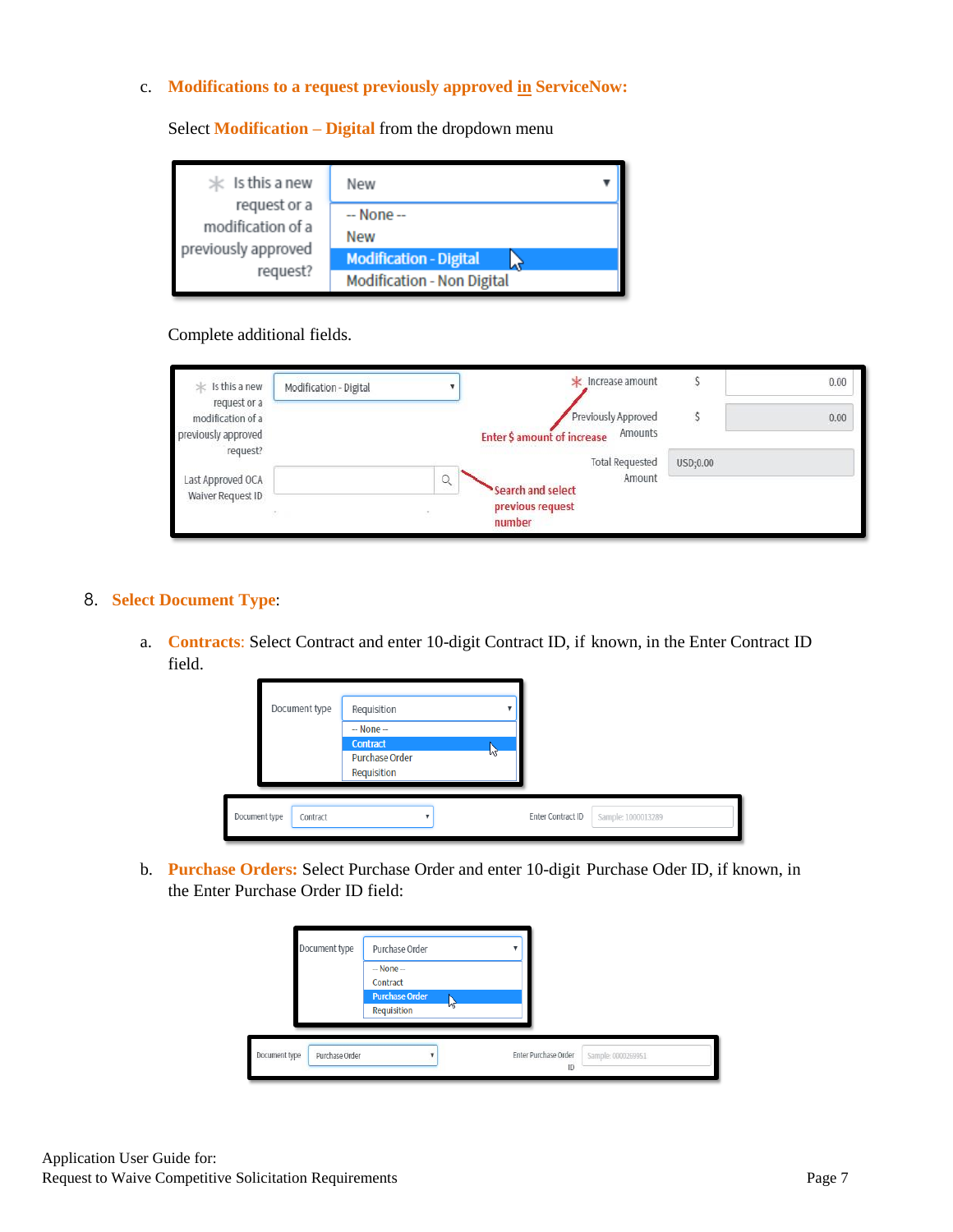c. **Modifications to a request previously approved in ServiceNow:**

Select **Modification – Digital** from the dropdown menu

Complete additional fields.

8. **Select Document Type**:

a. **Contracts:** Select Contract and enter 10-digit Contract ID, if known, in the Enter Contract ID field.

b. **Purchase Orders:** Select Purchase Order and enter 10-digit Purchase Oder ID, if known, in the Enter Purchase Order ID field:

Application User Guide for:
Request to Waive Competitive Solicitation Requirements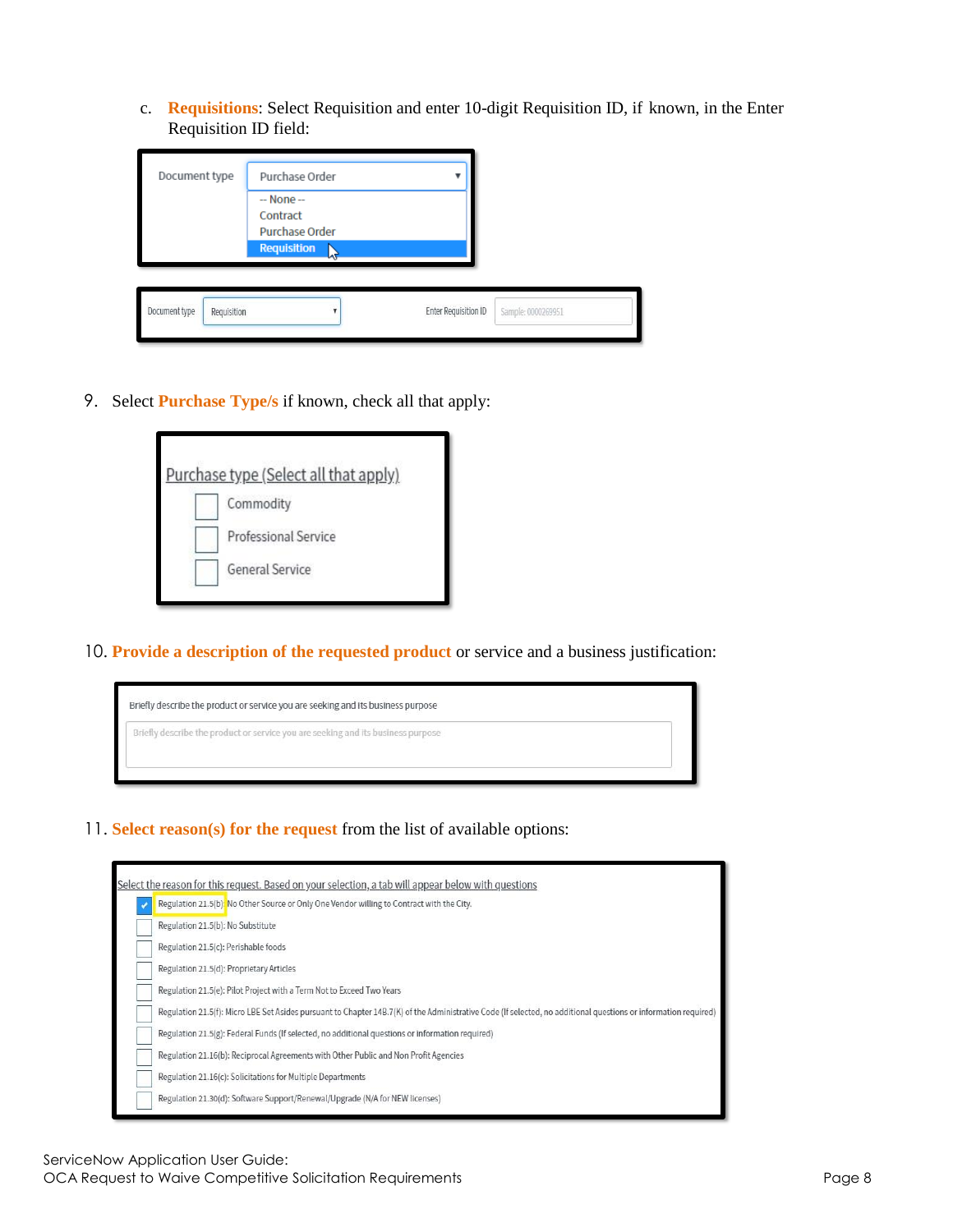c. **Requisitions**: Select Requisition and enter 10-digit Requisition ID, if known, in the Enter Requisition ID field:

Document type: Purchase Order
- -- None --
- Contract
- Purchase Order
- Requisition

Document type: Requisition — Enter Requisition ID: Sample: 0000269951

9. Select **Purchase Type/s** if known, check all that apply:

Purchase type (Select all that apply)
- [ ] Commodity
- [ ] Professional Service
- [ ] General Service

10. **Provide a description of the requested product** or service and a business justification:

Briefly describe the product or service you are seeking and its business purpose

11. **Select reason(s) for the request** from the list of available options:

Select the reason for this request. Based on your selection, a tab will appear below with questions
- [x] Regulation 21.5(b): No Other Source or Only One Vendor willing to Contract with the City.
- [ ] Regulation 21.5(b): No Substitute
- [ ] Regulation 21.5(c): Perishable foods
- [ ] Regulation 21.5(d): Proprietary Articles
- [ ] Regulation 21.5(e): Pilot Project with a Term Not to Exceed Two Years
- [ ] Regulation 21.5(f): Micro LBE Set Asides pursuant to Chapter 14B.7(K) of the Administrative Code (If selected, no additional questions or information required)
- [ ] Regulation 21.5(g): Federal Funds (If selected, no additional questions or information required)
- [ ] Regulation 21.16(b): Reciprocal Agreements with Other Public and Non Profit Agencies
- [ ] Regulation 21.16(c): Solicitations for Multiple Departments
- [ ] Regulation 21.30(d): Software Support/Renewal/Upgrade (N/A for NEW licenses)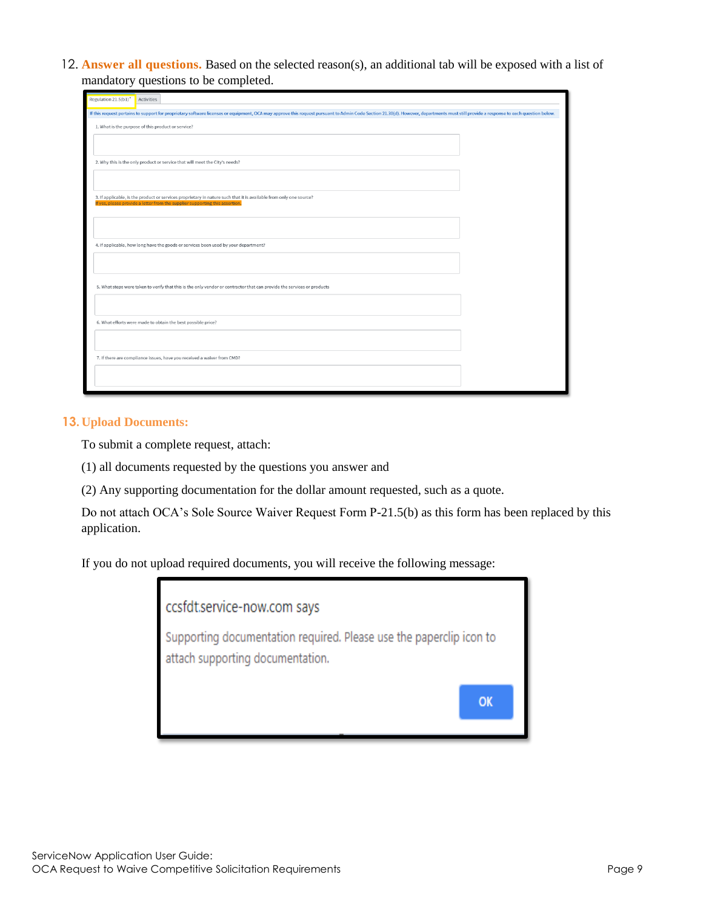12. **Answer all questions.** Based on the selected reason(s), an additional tab will be exposed with a list of mandatory questions to be completed.

Regulation 21.5(b)* | Activities

If this request pertains to support for proprietary software licenses or equipment, OCA may approve this request pursuant to Admin Code Section 21.30(d). However, departments must still provide a response to each question below.

1. What is the purpose of this product or service?

2. Why this is the only product or service that will meet the City's needs?

3. If applicable, is the product or services proprietary in nature such that it is available from only one source?
If yes, please provide a letter from the supplier supporting this assertion.

4. If applicable, how long have the goods or services been used by your department?

5. What steps were taken to verify that this is the only vendor or contractor that can provide the services or products

6. What efforts were made to obtain the best possible price?

7. If there are compliance issues, have you received a waiver from CMD?

13. **Upload Documents:**

To submit a complete request, attach:

(1) all documents requested by the questions you answer and

(2) Any supporting documentation for the dollar amount requested, such as a quote.

Do not attach OCA's Sole Source Waiver Request Form P-21.5(b) as this form has been replaced by this application.

If you do not upload required documents, you will receive the following message:

ccsfdt.service-now.com says

Supporting documentation required. Please use the paperclip icon to attach supporting documentation.

OK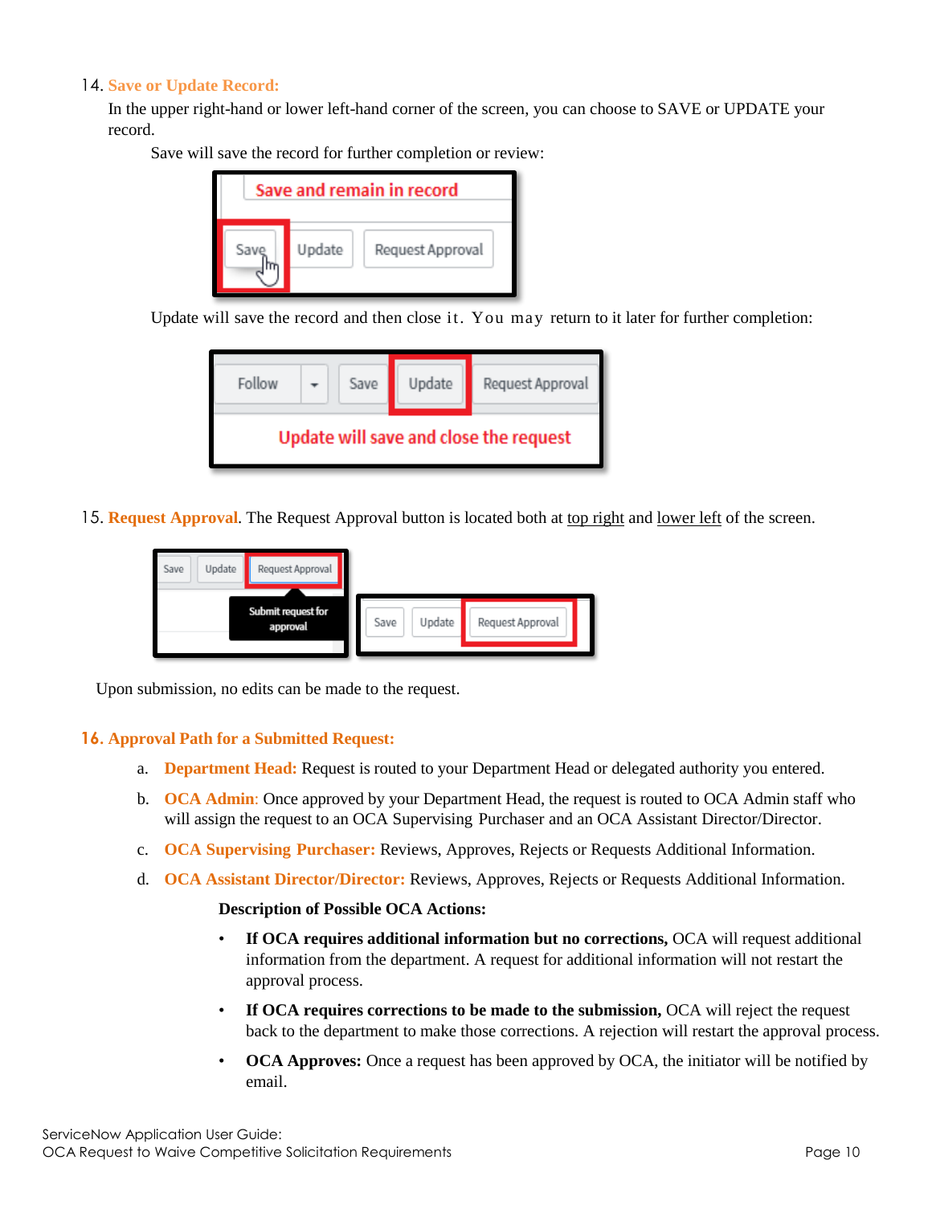14. **Save or Update Record:**

In the upper right-hand or lower left-hand corner of the screen, you can choose to SAVE or UPDATE your record.

Save will save the record for further completion or review:

Update will save the record and then close it. You may return to it later for further completion:

15. **Request Approval**. The Request Approval button is located both at top right and lower left of the screen.

Upon submission, no edits can be made to the request.

16. **Approval Path for a Submitted Request:**

   a. **Department Head:** Request is routed to your Department Head or delegated authority you entered.

   b. **OCA Admin**: Once approved by your Department Head, the request is routed to OCA Admin staff who will assign the request to an OCA Supervising Purchaser and an OCA Assistant Director/Director.

   c. **OCA Supervising Purchaser:** Reviews, Approves, Rejects or Requests Additional Information.

   d. **OCA Assistant Director/Director:** Reviews, Approves, Rejects or Requests Additional Information.

**Description of Possible OCA Actions:**

- **If OCA requires additional information but no corrections,** OCA will request additional information from the department. A request for additional information will not restart the approval process.
- **If OCA requires corrections to be made to the submission,** OCA will reject the request back to the department to make those corrections. A rejection will restart the approval process.
- **OCA Approves:** Once a request has been approved by OCA, the initiator will be notified by email.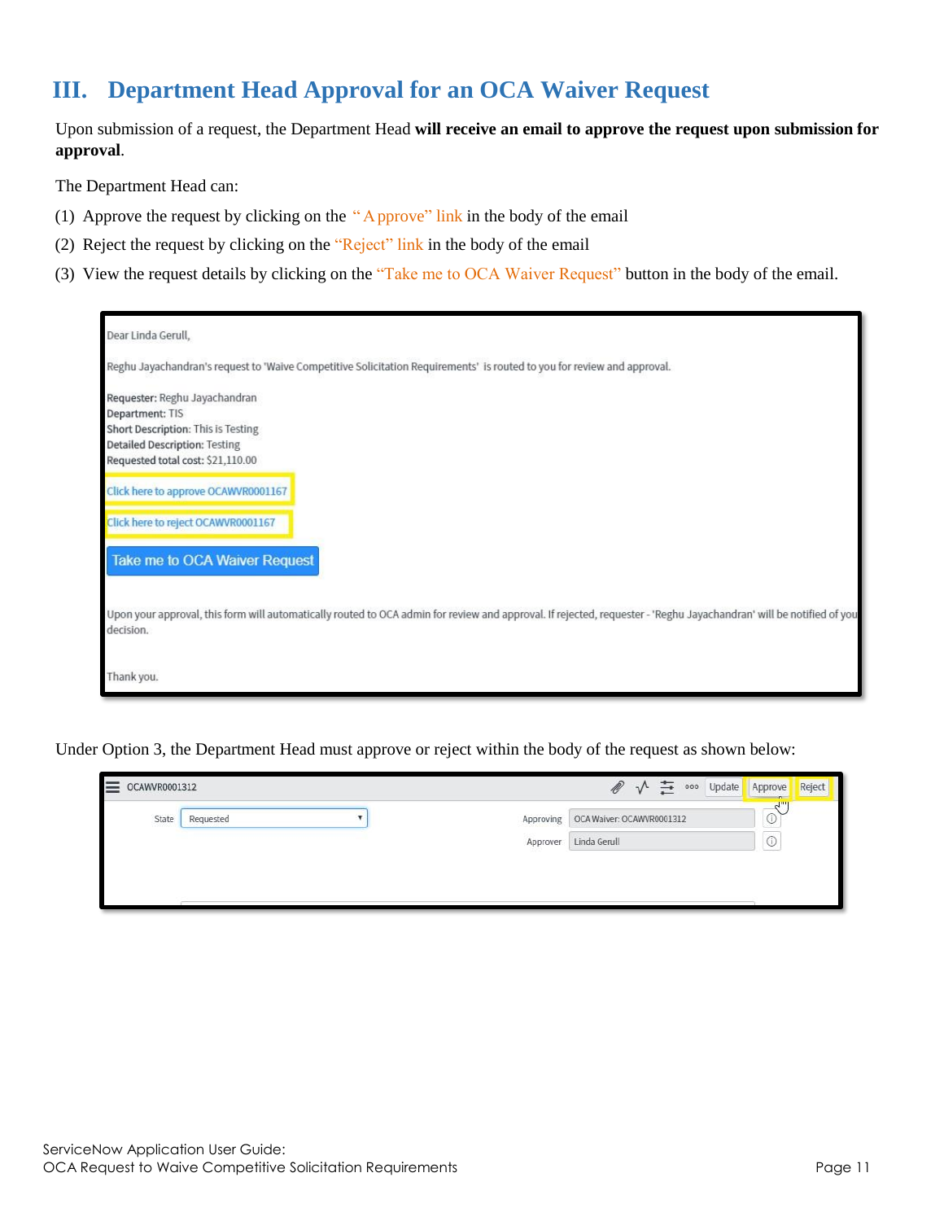# III. Department Head Approval for an OCA Waiver Request

Upon submission of a request, the Department Head **will receive an email to approve the request upon submission for approval**.

The Department Head can:

(1) Approve the request by clicking on the "Approve" link in the body of the email

(2) Reject the request by clicking on the "Reject" link in the body of the email

(3) View the request details by clicking on the "Take me to OCA Waiver Request" button in the body of the email.

Dear Linda Gerull,

Reghu Jayachandran's request to 'Waive Competitive Solicitation Requirements' is routed to you for review and approval.

**Requester:** Reghu Jayachandran
**Department:** TIS
**Short Description:** This is Testing
**Detailed Description:** Testing
**Requested total cost:** $21,110.00

Click here to approve OCAWVR0001167

Click here to reject OCAWVR0001167

Take me to OCA Waiver Request

Upon your approval, this form will automatically routed to OCA admin for review and approval. If rejected, requester - 'Reghu Jayachandran' will be notified of you decision.

Thank you.

Under Option 3, the Department Head must approve or reject within the body of the request as shown below:

OCAWVR0001312 — Update | Approve | Reject

State: Requested — Approving: OCA Waiver: OCAWVR0001312 — Approver: Linda Gerull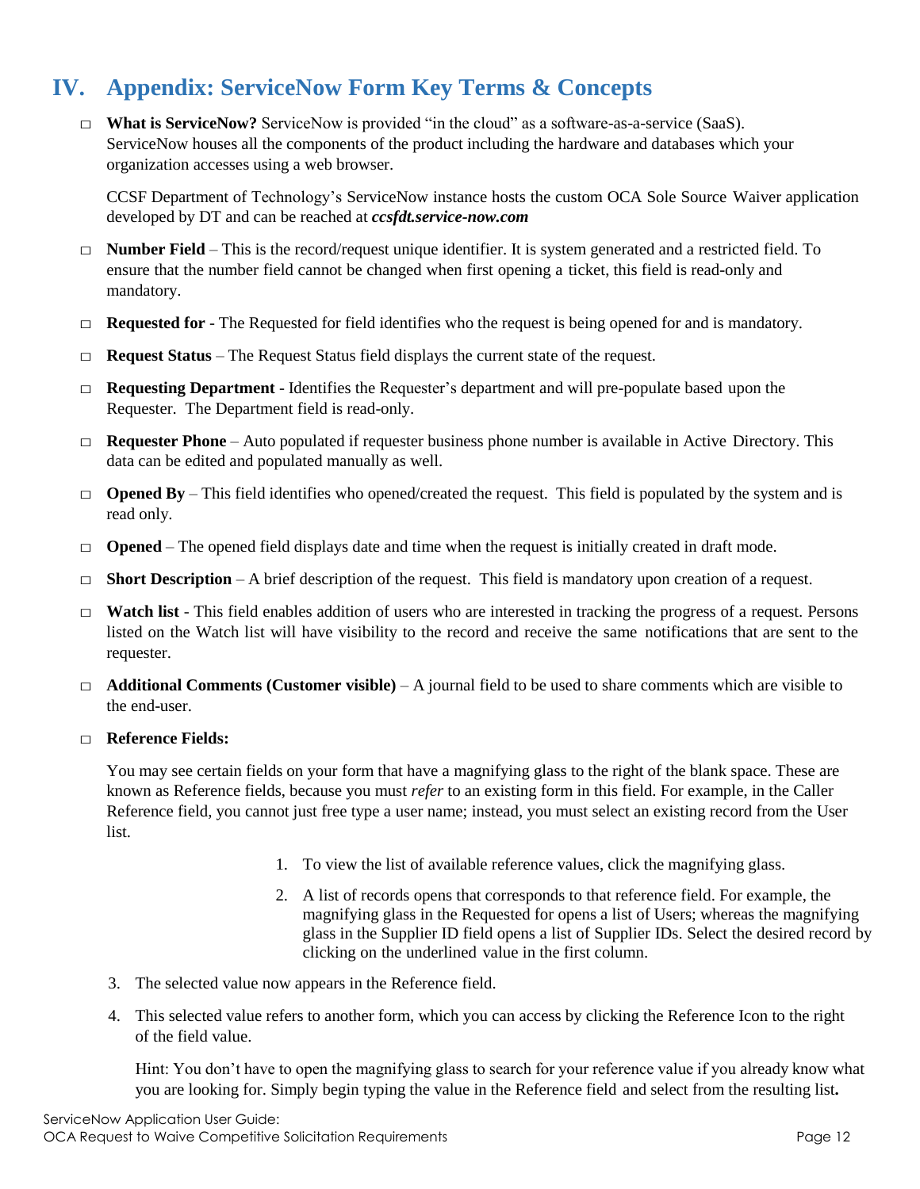# IV. Appendix: ServiceNow Form Key Terms & Concepts

- **What is ServiceNow?** ServiceNow is provided "in the cloud" as a software-as-a-service (SaaS). ServiceNow houses all the components of the product including the hardware and databases which your organization accesses using a web browser.

  CCSF Department of Technology's ServiceNow instance hosts the custom OCA Sole Source Waiver application developed by DT and can be reached at ***ccsfdt.service-now.com***

- **Number Field** – This is the record/request unique identifier. It is system generated and a restricted field. To ensure that the number field cannot be changed when first opening a ticket, this field is read-only and mandatory.

- **Requested for** - The Requested for field identifies who the request is being opened for and is mandatory.

- **Request Status** – The Request Status field displays the current state of the request.

- **Requesting Department** - Identifies the Requester's department and will pre-populate based upon the Requester. The Department field is read-only.

- **Requester Phone** – Auto populated if requester business phone number is available in Active Directory. This data can be edited and populated manually as well.

- **Opened By** – This field identifies who opened/created the request. This field is populated by the system and is read only.

- **Opened** – The opened field displays date and time when the request is initially created in draft mode.

- **Short Description** – A brief description of the request. This field is mandatory upon creation of a request.

- **Watch list** - This field enables addition of users who are interested in tracking the progress of a request. Persons listed on the Watch list will have visibility to the record and receive the same notifications that are sent to the requester.

- **Additional Comments (Customer visible)** – A journal field to be used to share comments which are visible to the end-user.

- **Reference Fields:**

  You may see certain fields on your form that have a magnifying glass to the right of the blank space. These are known as Reference fields, because you must *refer* to an existing form in this field. For example, in the Caller Reference field, you cannot just free type a user name; instead, you must select an existing record from the User list.

  1. To view the list of available reference values, click the magnifying glass.
  2. A list of records opens that corresponds to that reference field. For example, the magnifying glass in the Requested for opens a list of Users; whereas the magnifying glass in the Supplier ID field opens a list of Supplier IDs. Select the desired record by clicking on the underlined value in the first column.
  3. The selected value now appears in the Reference field.
  4. This selected value refers to another form, which you can access by clicking the Reference Icon to the right of the field value.

  Hint: You don't have to open the magnifying glass to search for your reference value if you already know what you are looking for. Simply begin typing the value in the Reference field and select from the resulting list.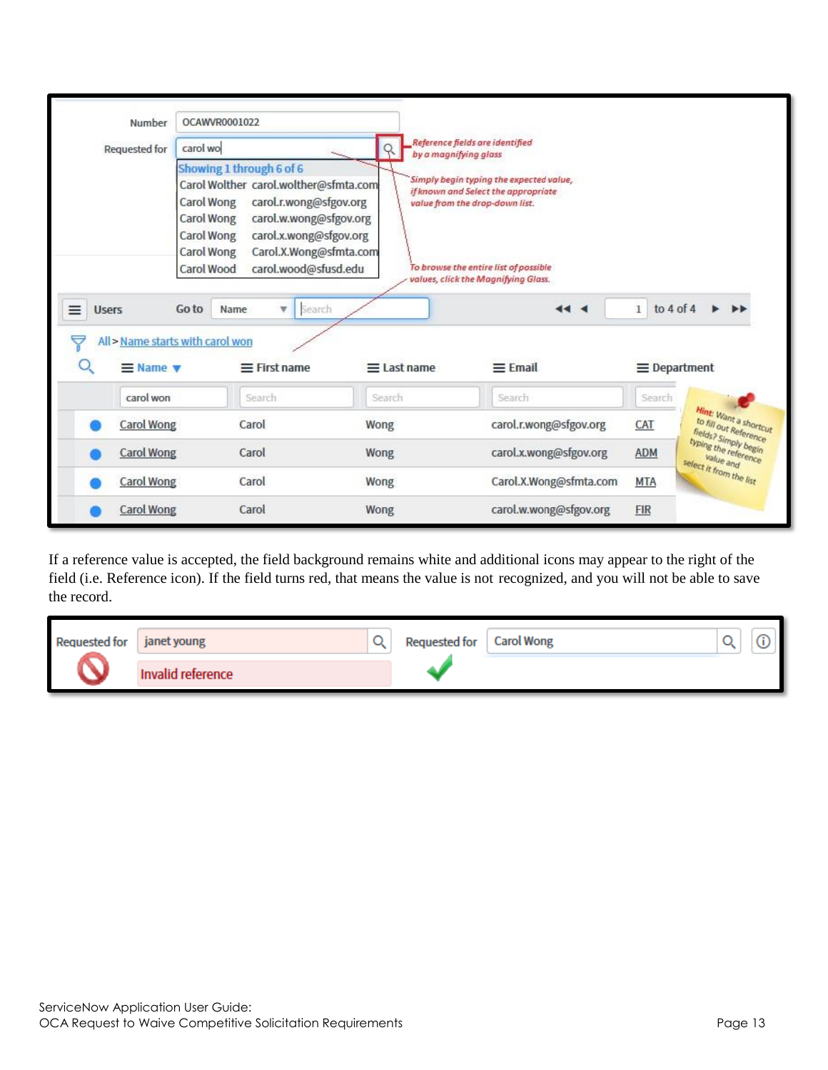If a reference value is accepted, the field background remains white and additional icons may appear to the right of the field (i.e. Reference icon). If the field turns red, that means the value is not recognized, and you will not be able to save the record.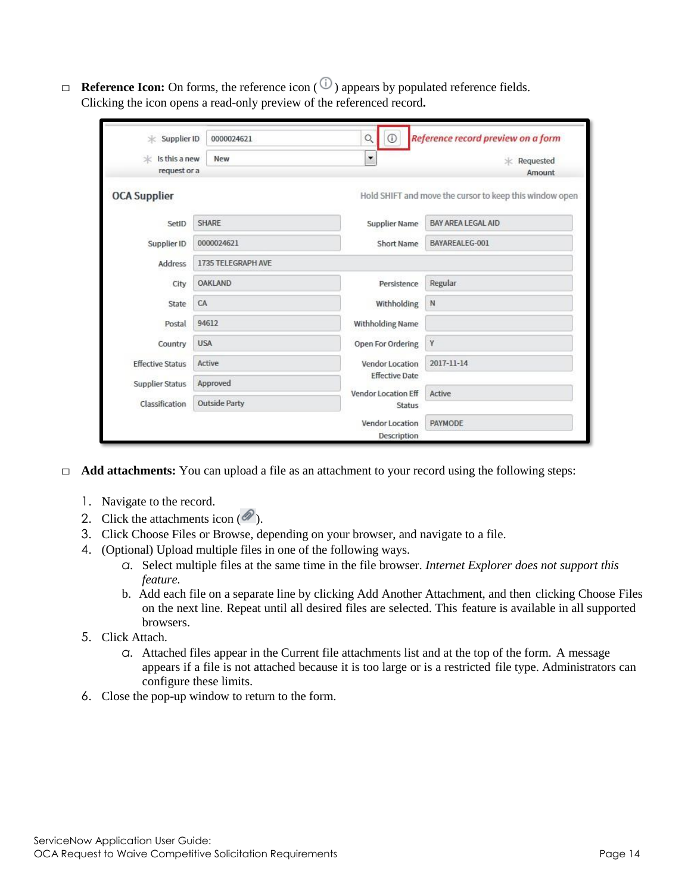- **Reference Icon:** On forms, the reference icon (ⓘ) appears by populated reference fields. Clicking the icon opens a read-only preview of the referenced record**.**

- **Add attachments:** You can upload a file as an attachment to your record using the following steps:

  1. Navigate to the record.
  2. Click the attachments icon (📎).
  3. Click Choose Files or Browse, depending on your browser, and navigate to a file.
  4. (Optional) Upload multiple files in one of the following ways.
     a. Select multiple files at the same time in the file browser. *Internet Explorer does not support this feature.*
     b. Add each file on a separate line by clicking Add Another Attachment, and then clicking Choose Files on the next line. Repeat until all desired files are selected. This feature is available in all supported browsers.
  5. Click Attach.
     a. Attached files appear in the Current file attachments list and at the top of the form. A message appears if a file is not attached because it is too large or is a restricted file type. Administrators can configure these limits.
  6. Close the pop-up window to return to the form.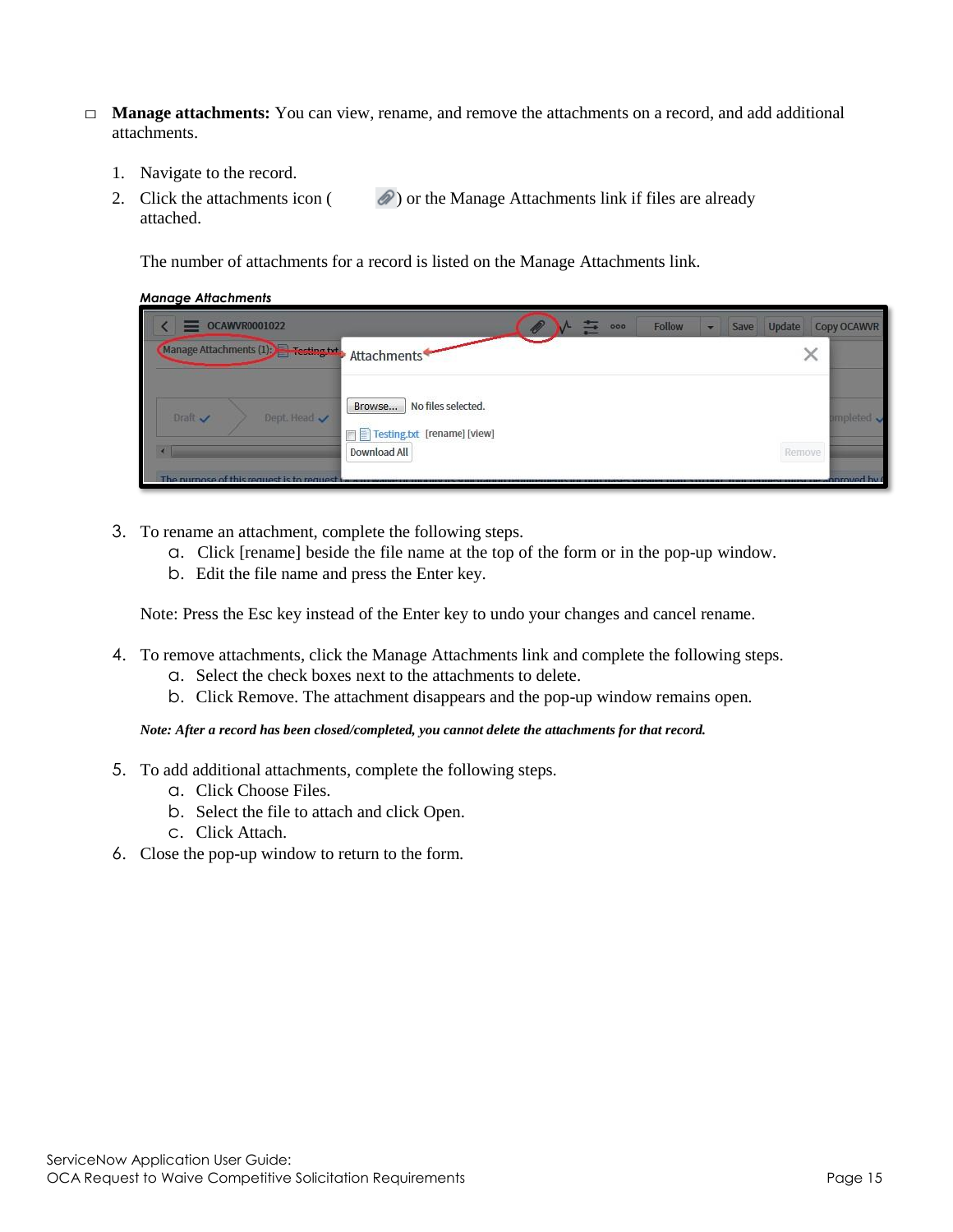- **Manage attachments:** You can view, rename, and remove the attachments on a record, and add additional attachments.

1. Navigate to the record.
2. Click the attachments icon ( ) or the Manage Attachments link if files are already attached.

   The number of attachments for a record is listed on the Manage Attachments link.

   *Manage Attachments*

3. To rename an attachment, complete the following steps.
   a. Click [rename] beside the file name at the top of the form or in the pop-up window.
   b. Edit the file name and press the Enter key.

   Note: Press the Esc key instead of the Enter key to undo your changes and cancel rename.

4. To remove attachments, click the Manage Attachments link and complete the following steps.
   a. Select the check boxes next to the attachments to delete.
   b. Click Remove. The attachment disappears and the pop-up window remains open.

   ***Note: After a record has been closed/completed, you cannot delete the attachments for that record.***

5. To add additional attachments, complete the following steps.
   a. Click Choose Files.
   b. Select the file to attach and click Open.
   c. Click Attach.
6. Close the pop-up window to return to the form.